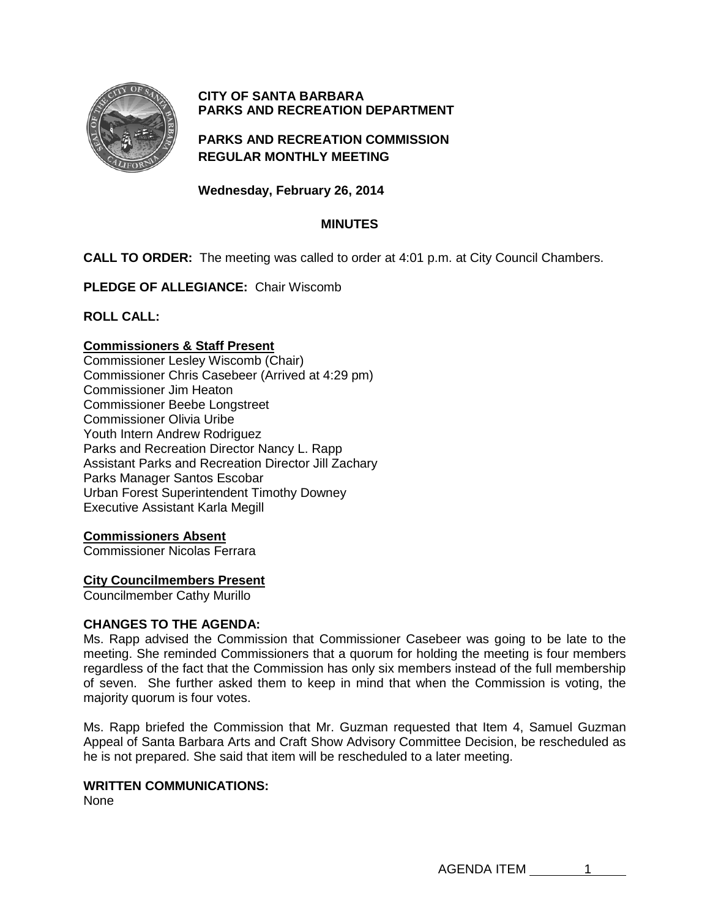**CITY OF SANTA BARBARA**
**PARKS AND RECREATION DEPARTMENT**

**PARKS AND RECREATION COMMISSION**
**REGULAR MONTHLY MEETING**

**Wednesday, February 26, 2014**

**MINUTES**

**CALL TO ORDER:** The meeting was called to order at 4:01 p.m. at City Council Chambers.

**PLEDGE OF ALLEGIANCE:** Chair Wiscomb

**ROLL CALL:**

**Commissioners & Staff Present**
Commissioner Lesley Wiscomb (Chair)
Commissioner Chris Casebeer (Arrived at 4:29 pm)
Commissioner Jim Heaton
Commissioner Beebe Longstreet
Commissioner Olivia Uribe
Youth Intern Andrew Rodriguez
Parks and Recreation Director Nancy L. Rapp
Assistant Parks and Recreation Director Jill Zachary
Parks Manager Santos Escobar
Urban Forest Superintendent Timothy Downey
Executive Assistant Karla Megill

**Commissioners Absent**
Commissioner Nicolas Ferrara

**City Councilmembers Present**
Councilmember Cathy Murillo

**CHANGES TO THE AGENDA:**
Ms. Rapp advised the Commission that Commissioner Casebeer was going to be late to the meeting. She reminded Commissioners that a quorum for holding the meeting is four members regardless of the fact that the Commission has only six members instead of the full membership of seven. She further asked them to keep in mind that when the Commission is voting, the majority quorum is four votes.

Ms. Rapp briefed the Commission that Mr. Guzman requested that Item 4, Samuel Guzman Appeal of Santa Barbara Arts and Craft Show Advisory Committee Decision, be rescheduled as he is not prepared. She said that item will be rescheduled to a later meeting.

**WRITTEN COMMUNICATIONS:**
None

AGENDA ITEM 1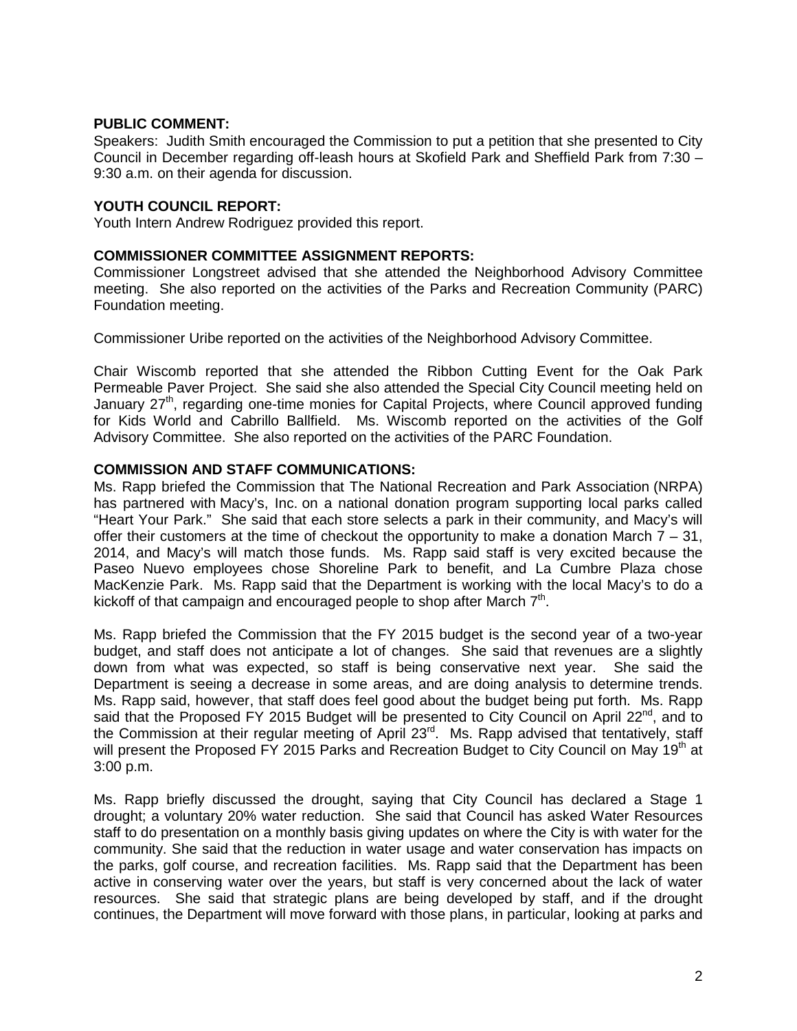**PUBLIC COMMENT:**

Speakers: Judith Smith encouraged the Commission to put a petition that she presented to City Council in December regarding off-leash hours at Skofield Park and Sheffield Park from 7:30 – 9:30 a.m. on their agenda for discussion.

**YOUTH COUNCIL REPORT:**

Youth Intern Andrew Rodriguez provided this report.

**COMMISSIONER COMMITTEE ASSIGNMENT REPORTS:**

Commissioner Longstreet advised that she attended the Neighborhood Advisory Committee meeting. She also reported on the activities of the Parks and Recreation Community (PARC) Foundation meeting.

Commissioner Uribe reported on the activities of the Neighborhood Advisory Committee.

Chair Wiscomb reported that she attended the Ribbon Cutting Event for the Oak Park Permeable Paver Project. She said she also attended the Special City Council meeting held on January 27th, regarding one-time monies for Capital Projects, where Council approved funding for Kids World and Cabrillo Ballfield. Ms. Wiscomb reported on the activities of the Golf Advisory Committee. She also reported on the activities of the PARC Foundation.

**COMMISSION AND STAFF COMMUNICATIONS:**

Ms. Rapp briefed the Commission that The National Recreation and Park Association (NRPA) has partnered with Macy's, Inc. on a national donation program supporting local parks called "Heart Your Park." She said that each store selects a park in their community, and Macy's will offer their customers at the time of checkout the opportunity to make a donation March 7 – 31, 2014, and Macy's will match those funds. Ms. Rapp said staff is very excited because the Paseo Nuevo employees chose Shoreline Park to benefit, and La Cumbre Plaza chose MacKenzie Park. Ms. Rapp said that the Department is working with the local Macy's to do a kickoff of that campaign and encouraged people to shop after March 7th.

Ms. Rapp briefed the Commission that the FY 2015 budget is the second year of a two-year budget, and staff does not anticipate a lot of changes. She said that revenues are a slightly down from what was expected, so staff is being conservative next year. She said the Department is seeing a decrease in some areas, and are doing analysis to determine trends. Ms. Rapp said, however, that staff does feel good about the budget being put forth. Ms. Rapp said that the Proposed FY 2015 Budget will be presented to City Council on April 22nd, and to the Commission at their regular meeting of April 23rd. Ms. Rapp advised that tentatively, staff will present the Proposed FY 2015 Parks and Recreation Budget to City Council on May 19th at 3:00 p.m.

Ms. Rapp briefly discussed the drought, saying that City Council has declared a Stage 1 drought; a voluntary 20% water reduction. She said that Council has asked Water Resources staff to do presentation on a monthly basis giving updates on where the City is with water for the community. She said that the reduction in water usage and water conservation has impacts on the parks, golf course, and recreation facilities. Ms. Rapp said that the Department has been active in conserving water over the years, but staff is very concerned about the lack of water resources. She said that strategic plans are being developed by staff, and if the drought continues, the Department will move forward with those plans, in particular, looking at parks and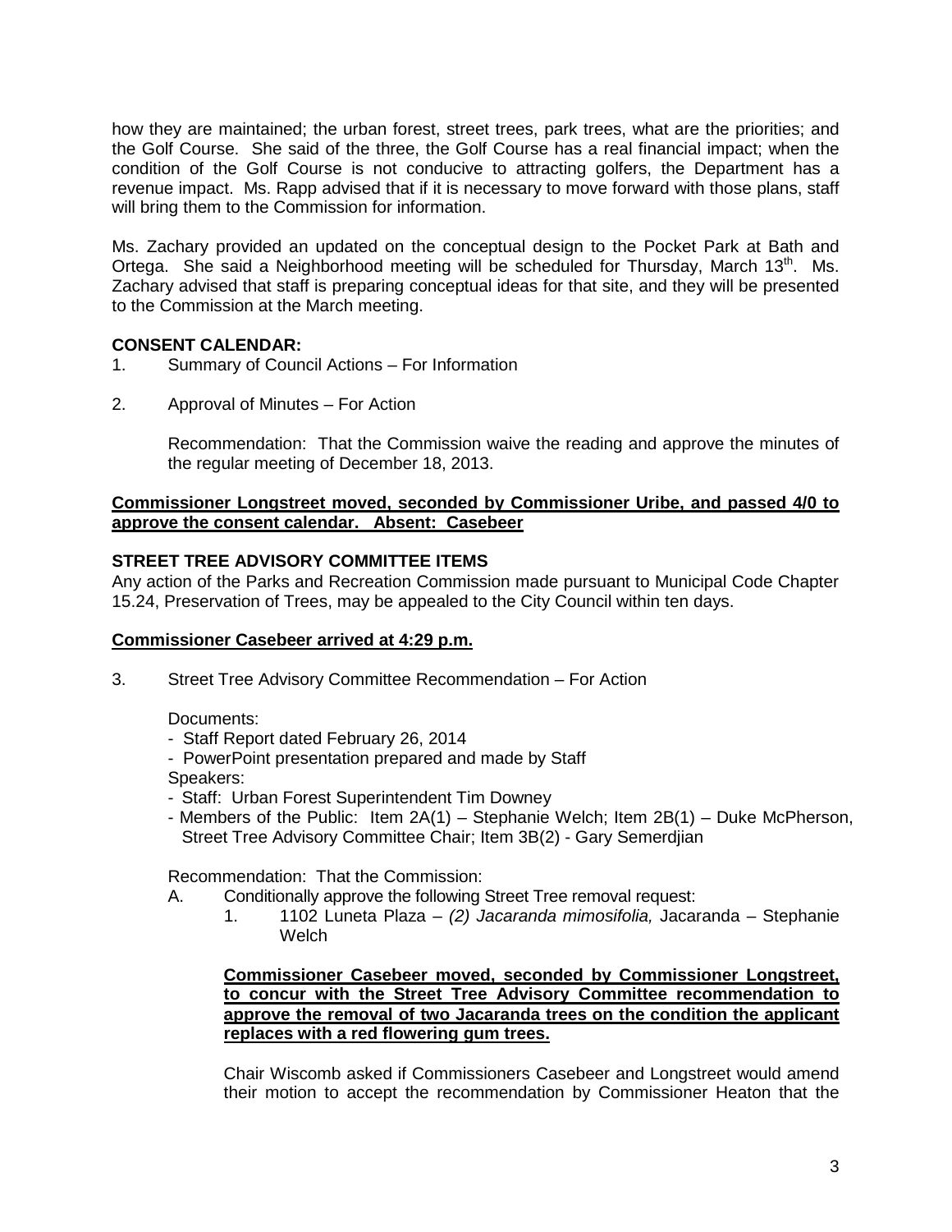how they are maintained; the urban forest, street trees, park trees, what are the priorities; and the Golf Course. She said of the three, the Golf Course has a real financial impact; when the condition of the Golf Course is not conducive to attracting golfers, the Department has a revenue impact. Ms. Rapp advised that if it is necessary to move forward with those plans, staff will bring them to the Commission for information.

Ms. Zachary provided an updated on the conceptual design to the Pocket Park at Bath and Ortega. She said a Neighborhood meeting will be scheduled for Thursday, March 13th. Ms. Zachary advised that staff is preparing conceptual ideas for that site, and they will be presented to the Commission at the March meeting.

**CONSENT CALENDAR:**

1. Summary of Council Actions – For Information

2. Approval of Minutes – For Action

   Recommendation: That the Commission waive the reading and approve the minutes of the regular meeting of December 18, 2013.

**Commissioner Longstreet moved, seconded by Commissioner Uribe, and passed 4/0 to approve the consent calendar. Absent: Casebeer**

**STREET TREE ADVISORY COMMITTEE ITEMS**

Any action of the Parks and Recreation Commission made pursuant to Municipal Code Chapter 15.24, Preservation of Trees, may be appealed to the City Council within ten days.

**Commissioner Casebeer arrived at 4:29 p.m.**

3. Street Tree Advisory Committee Recommendation – For Action

   Documents:
   - Staff Report dated February 26, 2014
   - PowerPoint presentation prepared and made by Staff

   Speakers:
   - Staff: Urban Forest Superintendent Tim Downey
   - Members of the Public: Item 2A(1) – Stephanie Welch; Item 2B(1) – Duke McPherson, Street Tree Advisory Committee Chair; Item 3B(2) - Gary Semerdjian

   Recommendation: That the Commission:

   A. Conditionally approve the following Street Tree removal request:
      1. 1102 Luneta Plaza – *(2) Jacaranda mimosifolia,* Jacaranda – Stephanie Welch

      **Commissioner Casebeer moved, seconded by Commissioner Longstreet, to concur with the Street Tree Advisory Committee recommendation to approve the removal of two Jacaranda trees on the condition the applicant replaces with a red flowering gum trees.**

      Chair Wiscomb asked if Commissioners Casebeer and Longstreet would amend their motion to accept the recommendation by Commissioner Heaton that the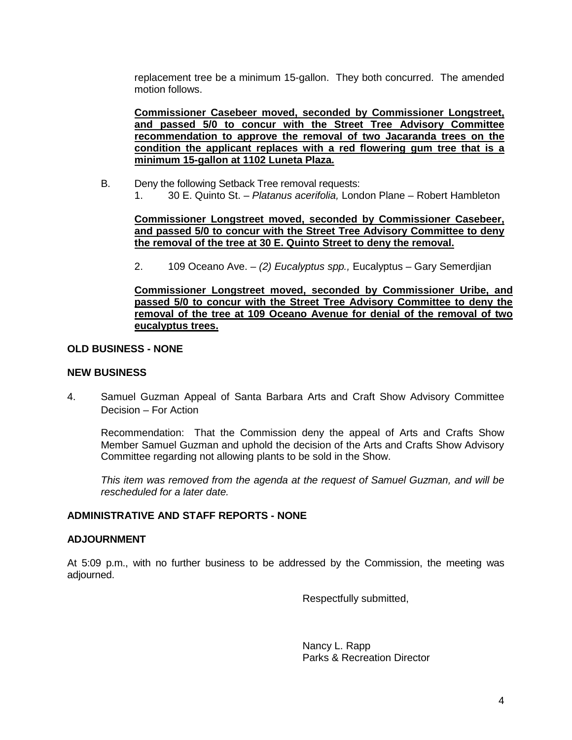replacement tree be a minimum 15-gallon. They both concurred. The amended motion follows.

**Commissioner Casebeer moved, seconded by Commissioner Longstreet, and passed 5/0 to concur with the Street Tree Advisory Committee recommendation to approve the removal of two Jacaranda trees on the condition the applicant replaces with a red flowering gum tree that is a minimum 15-gallon at 1102 Luneta Plaza.**

B. Deny the following Setback Tree removal requests:

1. 30 E. Quinto St. – *Platanus acerifolia,* London Plane – Robert Hambleton

**Commissioner Longstreet moved, seconded by Commissioner Casebeer, and passed 5/0 to concur with the Street Tree Advisory Committee to deny the removal of the tree at 30 E. Quinto Street to deny the removal.**

2. 109 Oceano Ave. – *(2) Eucalyptus spp.,* Eucalyptus – Gary Semerdjian

**Commissioner Longstreet moved, seconded by Commissioner Uribe, and passed 5/0 to concur with the Street Tree Advisory Committee to deny the removal of the tree at 109 Oceano Avenue for denial of the removal of two eucalyptus trees.**

**OLD BUSINESS - NONE**

**NEW BUSINESS**

4. Samuel Guzman Appeal of Santa Barbara Arts and Craft Show Advisory Committee Decision – For Action

Recommendation: That the Commission deny the appeal of Arts and Crafts Show Member Samuel Guzman and uphold the decision of the Arts and Crafts Show Advisory Committee regarding not allowing plants to be sold in the Show.

*This item was removed from the agenda at the request of Samuel Guzman, and will be rescheduled for a later date.*

**ADMINISTRATIVE AND STAFF REPORTS - NONE**

**ADJOURNMENT**

At 5:09 p.m., with no further business to be addressed by the Commission, the meeting was adjourned.

Respectfully submitted,

Nancy L. Rapp
Parks & Recreation Director